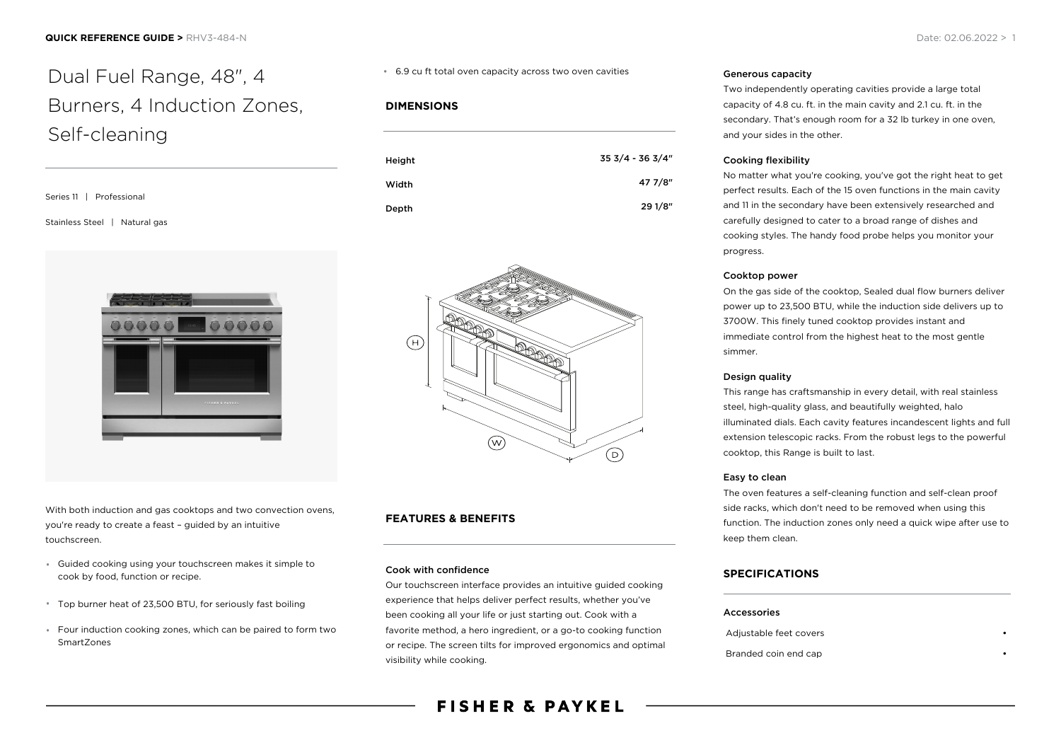# Dual Fuel Range, 48", 4 Burners, 4 Induction Zones, Self-cleaning

Series 11 | Professional

Stainless Steel | Natural gas

With both induction and gas cooktops and two convection ovens, you're ready to create a feast – guided by an intuitive touchscreen.

- Guided cooking using your touchscreen makes it simple to cook by food, function or recipe.
- Top burner heat of 23,500 BTU, for seriously fast boiling
- Four induction cooking zones, which can be paired to form two SmartZones
- 6.9 cu ft total oven capacity across two oven cavities

## DIMENSIONS

| | |
|---|---|
| Height | 35 3/4 - 36 3/4" |
| Width | 47 7/8" |
| Depth | 29 1/8" |

## FEATURES & BENEFITS

### Cook with confidence

Our touchscreen interface provides an intuitive guided cooking experience that helps deliver perfect results, whether you've been cooking all your life or just starting out. Cook with a favorite method, a hero ingredient, or a go-to cooking function or recipe. The screen tilts for improved ergonomics and optimal visibility while cooking.

### Generous capacity

Two independently operating cavities provide a large total capacity of 4.8 cu. ft. in the main cavity and 2.1 cu. ft. in the secondary. That's enough room for a 32 lb turkey in one oven, and your sides in the other.

### Cooking flexibility

No matter what you're cooking, you've got the right heat to get perfect results. Each of the 15 oven functions in the main cavity and 11 in the secondary have been extensively researched and carefully designed to cater to a broad range of dishes and cooking styles. The handy food probe helps you monitor your progress.

### Cooktop power

On the gas side of the cooktop, Sealed dual flow burners deliver power up to 23,500 BTU, while the induction side delivers up to 3700W. This finely tuned cooktop provides instant and immediate control from the highest heat to the most gentle simmer.

### Design quality

This range has craftsmanship in every detail, with real stainless steel, high-quality glass, and beautifully weighted, halo illuminated dials. Each cavity features incandescent lights and full extension telescopic racks. From the robust legs to the powerful cooktop, this Range is built to last.

### Easy to clean

The oven features a self-cleaning function and self-clean proof side racks, which don't need to be removed when using this function. The induction zones only need a quick wipe after use to keep them clean.

## SPECIFICATIONS

### Accessories

| | |
|---|---|
| Adjustable feet covers | • |
| Branded coin end cap | • |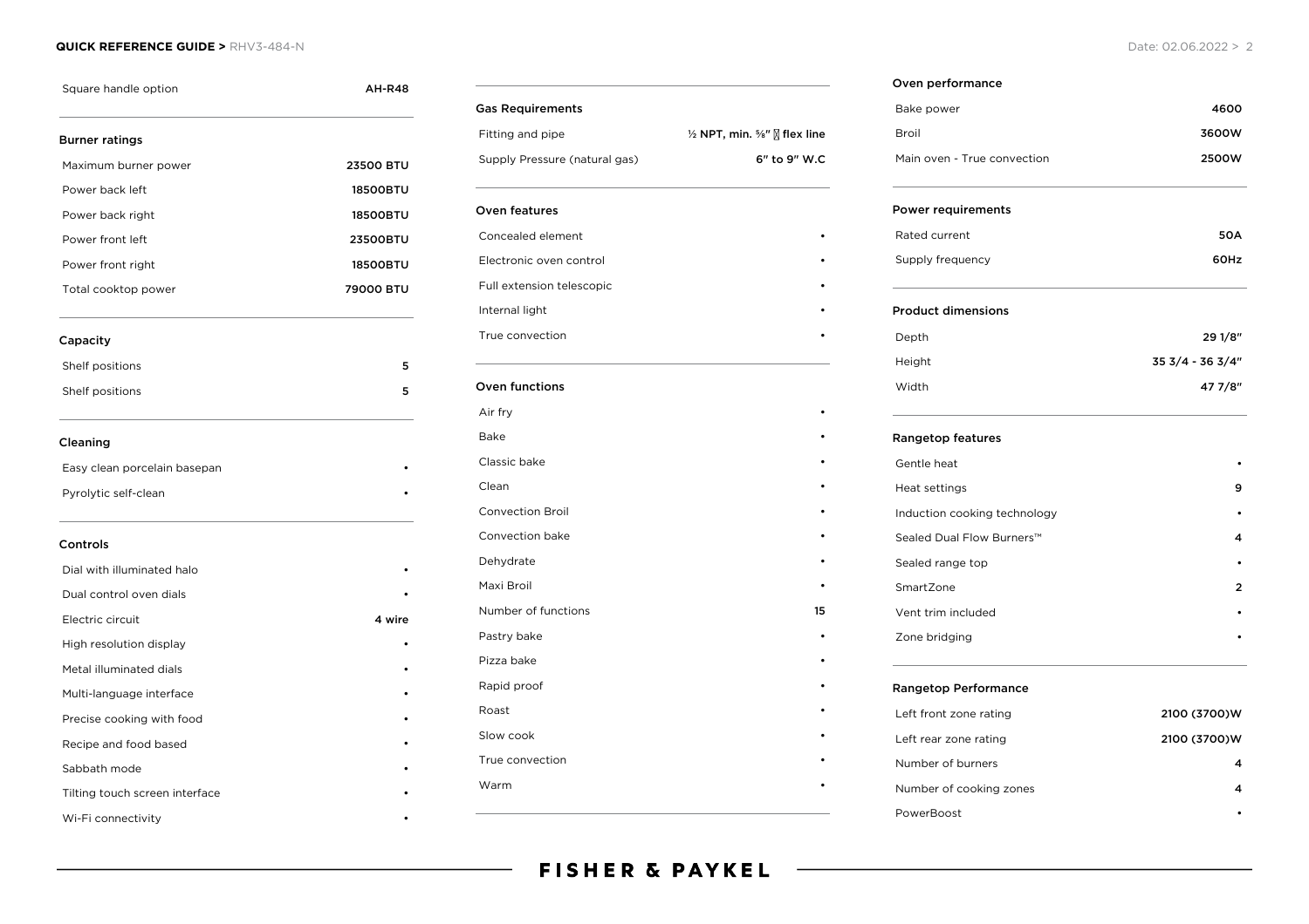| Square handle option | AH-R48 |
|---|---|

## Burner ratings

| | |
|---|---|
| Maximum burner power | 23500 BTU |
| Power back left | 18500BTU |
| Power back right | 18500BTU |
| Power front left | 23500BTU |
| Power front right | 18500BTU |
| Total cooktop power | 79000 BTU |

## Capacity

| | |
|---|---|
| Shelf positions | 5 |
| Shelf positions | 5 |

## Cleaning

| | |
|---|---|
| Easy clean porcelain basepan | • |
| Pyrolytic self-clean | • |

## Controls

| | |
|---|---|
| Dial with illuminated halo | • |
| Dual control oven dials | • |
| Electric circuit | 4 wire |
| High resolution display | • |
| Metal illuminated dials | • |
| Multi-language interface | • |
| Precise cooking with food | • |
| Recipe and food based | • |
| Sabbath mode | • |
| Tilting touch screen interface | • |
| Wi-Fi connectivity | • |

## Gas Requirements

| | |
|---|---|
| Fitting and pipe | ½ NPT, min. ⅝" flex line |
| Supply Pressure (natural gas) | 6" to 9" W.C |

## Oven features

| | |
|---|---|
| Concealed element | • |
| Electronic oven control | • |
| Full extension telescopic | • |
| Internal light | • |
| True convection | • |

## Oven functions

| | |
|---|---|
| Air fry | • |
| Bake | • |
| Classic bake | • |
| Clean | • |
| Convection Broil | • |
| Convection bake | • |
| Dehydrate | • |
| Maxi Broil | • |
| Number of functions | 15 |
| Pastry bake | • |
| Pizza bake | • |
| Rapid proof | • |
| Roast | • |
| Slow cook | • |
| True convection | • |
| Warm | • |

## Oven performance

| | |
|---|---|
| Bake power | 4600 |
| Broil | 3600W |
| Main oven - True convection | 2500W |

## Power requirements

| | |
|---|---|
| Rated current | 50A |
| Supply frequency | 60Hz |

## Product dimensions

| | |
|---|---|
| Depth | 29 1/8" |
| Height | 35 3/4 - 36 3/4" |
| Width | 47 7/8" |

## Rangetop features

| | |
|---|---|
| Gentle heat | • |
| Heat settings | 9 |
| Induction cooking technology | • |
| Sealed Dual Flow Burners™ | 4 |
| Sealed range top | • |
| SmartZone | 2 |
| Vent trim included | • |
| Zone bridging | • |

## Rangetop Performance

| | |
|---|---|
| Left front zone rating | 2100 (3700)W |
| Left rear zone rating | 2100 (3700)W |
| Number of burners | 4 |
| Number of cooking zones | 4 |
| PowerBoost | • |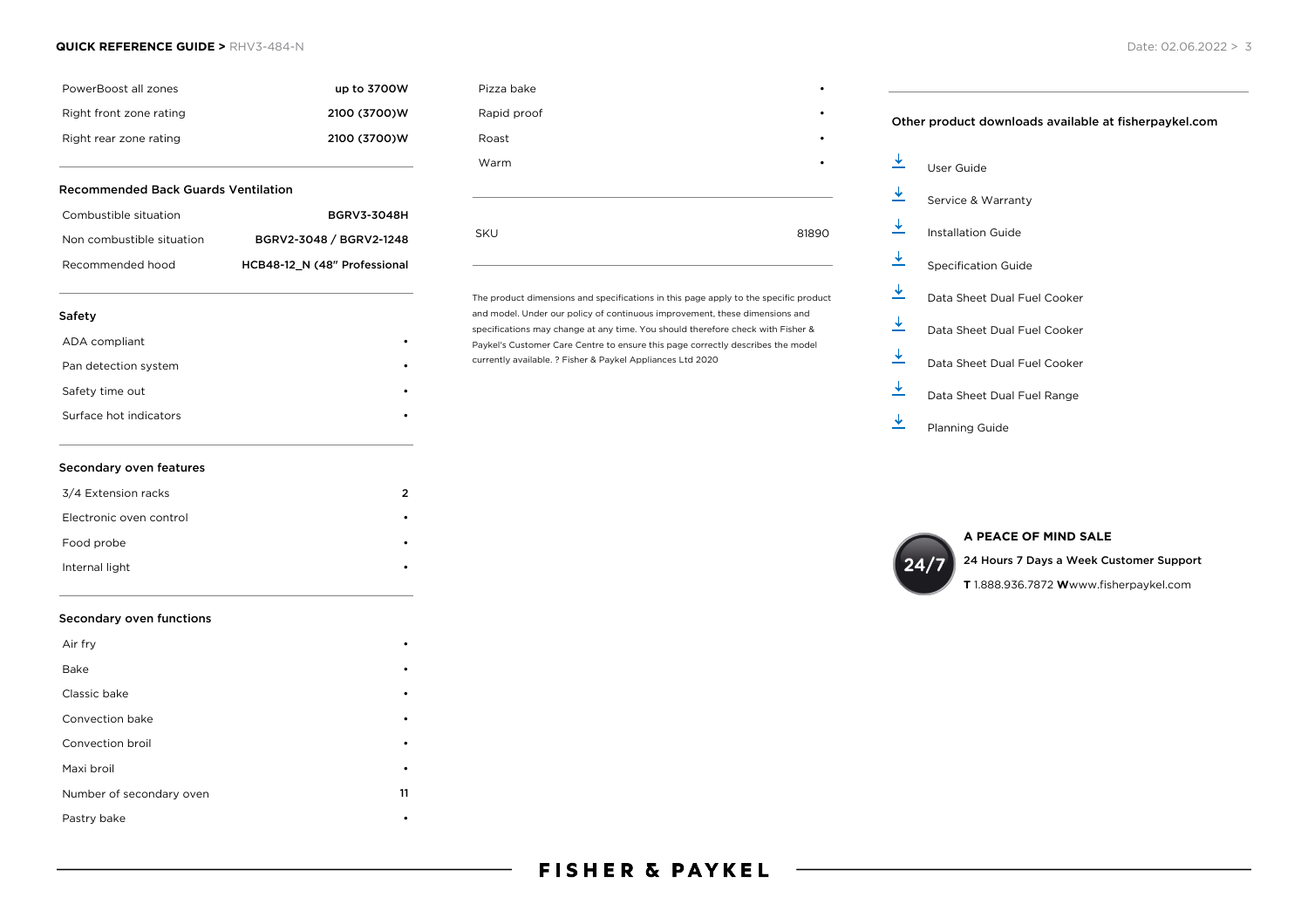| | |
|---|---|
| PowerBoost all zones | up to 3700W |
| Right front zone rating | 2100 (3700)W |
| Right rear zone rating | 2100 (3700)W |

## Recommended Back Guards Ventilation

| | |
|---|---|
| Combustible situation | BGRV3-3048H |
| Non combustible situation | BGRV2-3048 / BGRV2-1248 |
| Recommended hood | HCB48-12_N (48" Professional |

## Safety

| | |
|---|---|
| ADA compliant | • |
| Pan detection system | • |
| Safety time out | • |
| Surface hot indicators | • |

## Secondary oven features

| | |
|---|---|
| 3/4 Extension racks | 2 |
| Electronic oven control | • |
| Food probe | • |
| Internal light | • |

## Secondary oven functions

| | |
|---|---|
| Air fry | • |
| Bake | • |
| Classic bake | • |
| Convection bake | • |
| Convection broil | • |
| Maxi broil | • |
| Number of secondary oven | 11 |
| Pastry bake | • |
| Pizza bake | • |
| Rapid proof | • |
| Roast | • |
| Warm | • |

| | |
|---|---|
| SKU | 81890 |

The product dimensions and specifications in this page apply to the specific product and model. Under our policy of continuous improvement, these dimensions and specifications may change at any time. You should therefore check with Fisher & Paykel's Customer Care Centre to ensure this page correctly describes the model currently available. ? Fisher & Paykel Appliances Ltd 2020

## Other product downloads available at fisherpaykel.com

- User Guide
- Service & Warranty
- Installation Guide
- Specification Guide
- Data Sheet Dual Fuel Cooker
- Data Sheet Dual Fuel Cooker
- Data Sheet Dual Fuel Cooker
- Data Sheet Dual Fuel Range
- Planning Guide

24/7

**A PEACE OF MIND SALE**

24 Hours 7 Days a Week Customer Support

**T** 1.888.936.7872 **W**www.fisherpaykel.com

FISHER & PAYKEL